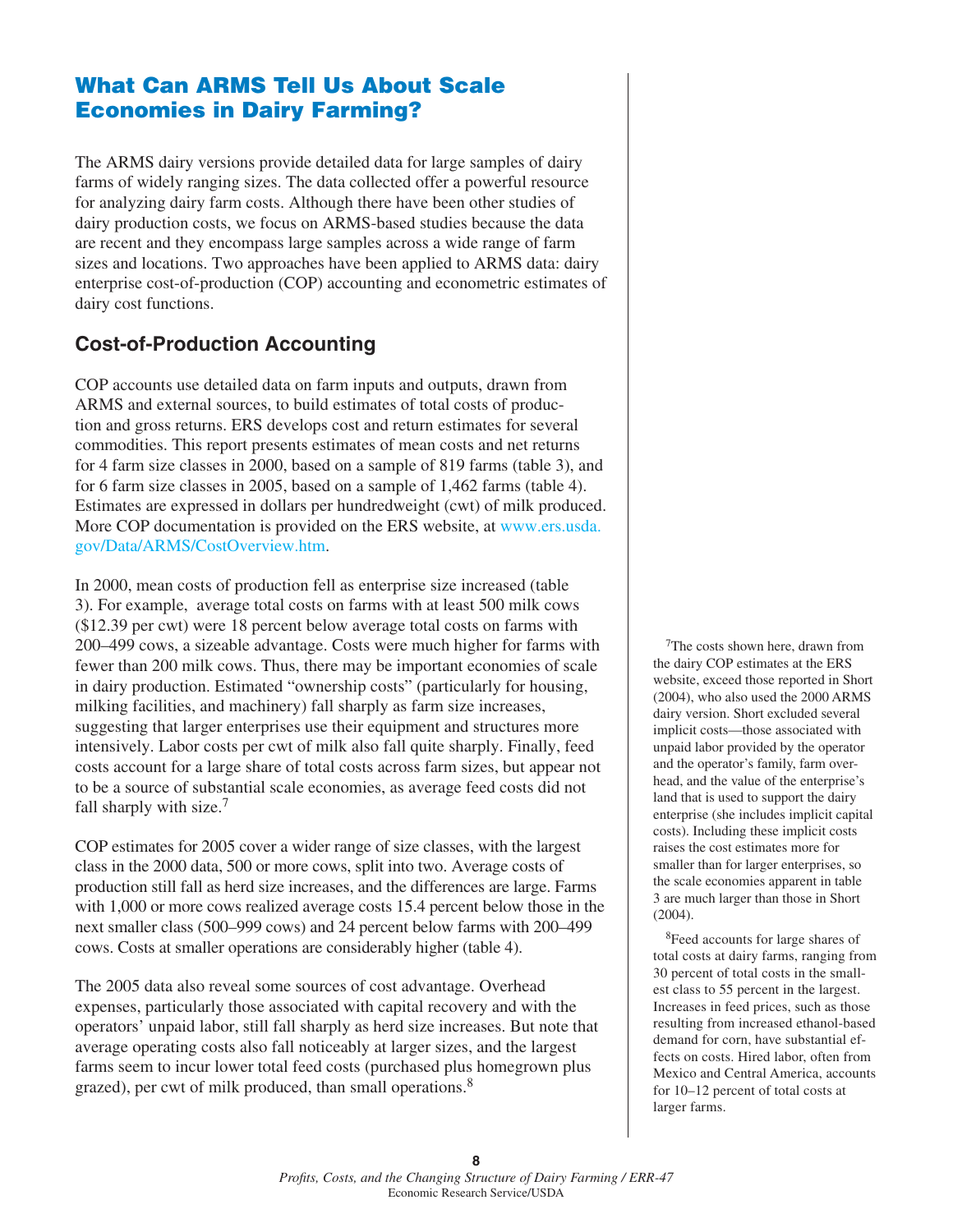# What Can ARMS Tell Us About Scale Economies in Dairy Farming?

The ARMS dairy versions provide detailed data for large samples of dairy farms of widely ranging sizes. The data collected offer a powerful resource for analyzing dairy farm costs. Although there have been other studies of dairy production costs, we focus on ARMS-based studies because the data are recent and they encompass large samples across a wide range of farm sizes and locations. Two approaches have been applied to ARMS data: dairy enterprise cost-of-production (COP) accounting and econometric estimates of dairy cost functions.

## Cost-of-Production Accounting

COP accounts use detailed data on farm inputs and outputs, drawn from ARMS and external sources, to build estimates of total costs of production and gross returns. ERS develops cost and return estimates for several commodities. This report presents estimates of mean costs and net returns for 4 farm size classes in 2000, based on a sample of 819 farms (table 3), and for 6 farm size classes in 2005, based on a sample of 1,462 farms (table 4). Estimates are expressed in dollars per hundredweight (cwt) of milk produced. More COP documentation is provided on the ERS website, at www.ers.usda.gov/Data/ARMS/CostOverview.htm.

In 2000, mean costs of production fell as enterprise size increased (table 3). For example, average total costs on farms with at least 500 milk cows ($12.39 per cwt) were 18 percent below average total costs on farms with 200–499 cows, a sizeable advantage. Costs were much higher for farms with fewer than 200 milk cows. Thus, there may be important economies of scale in dairy production. Estimated "ownership costs" (particularly for housing, milking facilities, and machinery) fall sharply as farm size increases, suggesting that larger enterprises use their equipment and structures more intensively. Labor costs per cwt of milk also fall quite sharply. Finally, feed costs account for a large share of total costs across farm sizes, but appear not to be a source of substantial scale economies, as average feed costs did not fall sharply with size.[7]

COP estimates for 2005 cover a wider range of size classes, with the largest class in the 2000 data, 500 or more cows, split into two. Average costs of production still fall as herd size increases, and the differences are large. Farms with 1,000 or more cows realized average costs 15.4 percent below those in the next smaller class (500–999 cows) and 24 percent below farms with 200–499 cows. Costs at smaller operations are considerably higher (table 4).

The 2005 data also reveal some sources of cost advantage. Overhead expenses, particularly those associated with capital recovery and with the operators' unpaid labor, still fall sharply as herd size increases. But note that average operating costs also fall noticeably at larger sizes, and the largest farms seem to incur lower total feed costs (purchased plus homegrown plus grazed), per cwt of milk produced, than small operations.[8]

[7]The costs shown here, drawn from the dairy COP estimates at the ERS website, exceed those reported in Short (2004), who also used the 2000 ARMS dairy version. Short excluded several implicit costs—those associated with unpaid labor provided by the operator and the operator's family, farm overhead, and the value of the enterprise's land that is used to support the dairy enterprise (she includes implicit capital costs). Including these implicit costs raises the cost estimates more for smaller than for larger enterprises, so the scale economies apparent in table 3 are much larger than those in Short (2004).

[8]Feed accounts for large shares of total costs at dairy farms, ranging from 30 percent of total costs in the smallest class to 55 percent in the largest. Increases in feed prices, such as those resulting from increased ethanol-based demand for corn, have substantial effects on costs. Hired labor, often from Mexico and Central America, accounts for 10–12 percent of total costs at larger farms.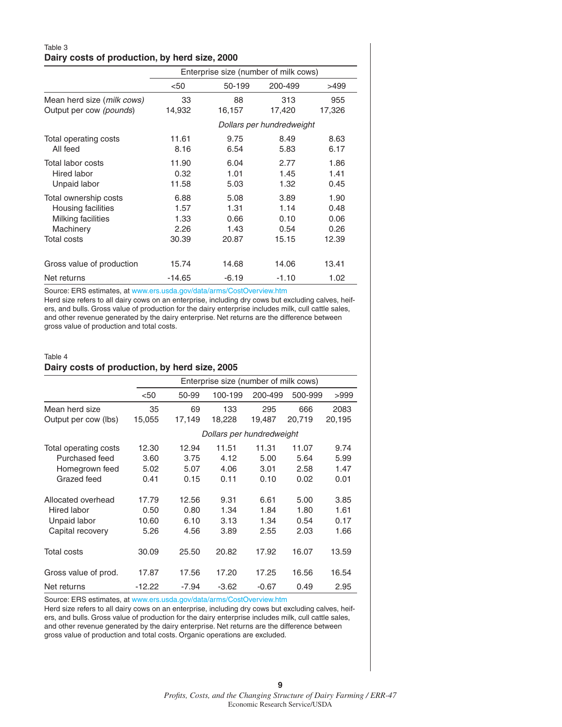Table 3

**Dairy costs of production, by herd size, 2000**

| | Enterprise size (number of milk cows) | | | |
|---|---|---|---|---|
| | <50 | 50-199 | 200-499 | >499 |
| Mean herd size (*milk cows*) | 33 | 88 | 313 | 955 |
| Output per cow *(pounds*) | 14,932 | 16,157 | 17,420 | 17,326 |
| | *Dollars per hundredweight* | | | |
| Total operating costs | 11.61 | 9.75 | 8.49 | 8.63 |
| All feed | 8.16 | 6.54 | 5.83 | 6.17 |
| Total labor costs | 11.90 | 6.04 | 2.77 | 1.86 |
| Hired labor | 0.32 | 1.01 | 1.45 | 1.41 |
| Unpaid labor | 11.58 | 5.03 | 1.32 | 0.45 |
| Total ownership costs | 6.88 | 5.08 | 3.89 | 1.90 |
| Housing facilities | 1.57 | 1.31 | 1.14 | 0.48 |
| Milking facilities | 1.33 | 0.66 | 0.10 | 0.06 |
| Machinery | 2.26 | 1.43 | 0.54 | 0.26 |
| Total costs | 30.39 | 20.87 | 15.15 | 12.39 |
| Gross value of production | 15.74 | 14.68 | 14.06 | 13.41 |
| Net returns | -14.65 | -6.19 | -1.10 | 1.02 |

Source: ERS estimates, at www.ers.usda.gov/data/arms/CostOverview.htm

Herd size refers to all dairy cows on an enterprise, including dry cows but excluding calves, heifers, and bulls. Gross value of production for the dairy enterprise includes milk, cull cattle sales, and other revenue generated by the dairy enterprise. Net returns are the difference between gross value of production and total costs.

Table 4

**Dairy costs of production, by herd size, 2005**

| | Enterprise size (number of milk cows) | | | | | |
|---|---|---|---|---|---|---|
| | <50 | 50-99 | 100-199 | 200-499 | 500-999 | >999 |
| Mean herd size | 35 | 69 | 133 | 295 | 666 | 2083 |
| Output per cow (lbs) | 15,055 | 17,149 | 18,228 | 19,487 | 20,719 | 20,195 |
| | *Dollars per hundredweight* | | | | | |
| Total operating costs | 12.30 | 12.94 | 11.51 | 11.31 | 11.07 | 9.74 |
| Purchased feed | 3.60 | 3.75 | 4.12 | 5.00 | 5.64 | 5.99 |
| Homegrown feed | 5.02 | 5.07 | 4.06 | 3.01 | 2.58 | 1.47 |
| Grazed feed | 0.41 | 0.15 | 0.11 | 0.10 | 0.02 | 0.01 |
| Allocated overhead | 17.79 | 12.56 | 9.31 | 6.61 | 5.00 | 3.85 |
| Hired labor | 0.50 | 0.80 | 1.34 | 1.84 | 1.80 | 1.61 |
| Unpaid labor | 10.60 | 6.10 | 3.13 | 1.34 | 0.54 | 0.17 |
| Capital recovery | 5.26 | 4.56 | 3.89 | 2.55 | 2.03 | 1.66 |
| Total costs | 30.09 | 25.50 | 20.82 | 17.92 | 16.07 | 13.59 |
| Gross value of prod. | 17.87 | 17.56 | 17.20 | 17.25 | 16.56 | 16.54 |
| Net returns | -12.22 | -7.94 | -3.62 | -0.67 | 0.49 | 2.95 |

Source: ERS estimates, at www.ers.usda.gov/data/arms/CostOverview.htm

Herd size refers to all dairy cows on an enterprise, including dry cows but excluding calves, heifers, and bulls. Gross value of production for the dairy enterprise includes milk, cull cattle sales, and other revenue generated by the dairy enterprise. Net returns are the difference between gross value of production and total costs. Organic operations are excluded.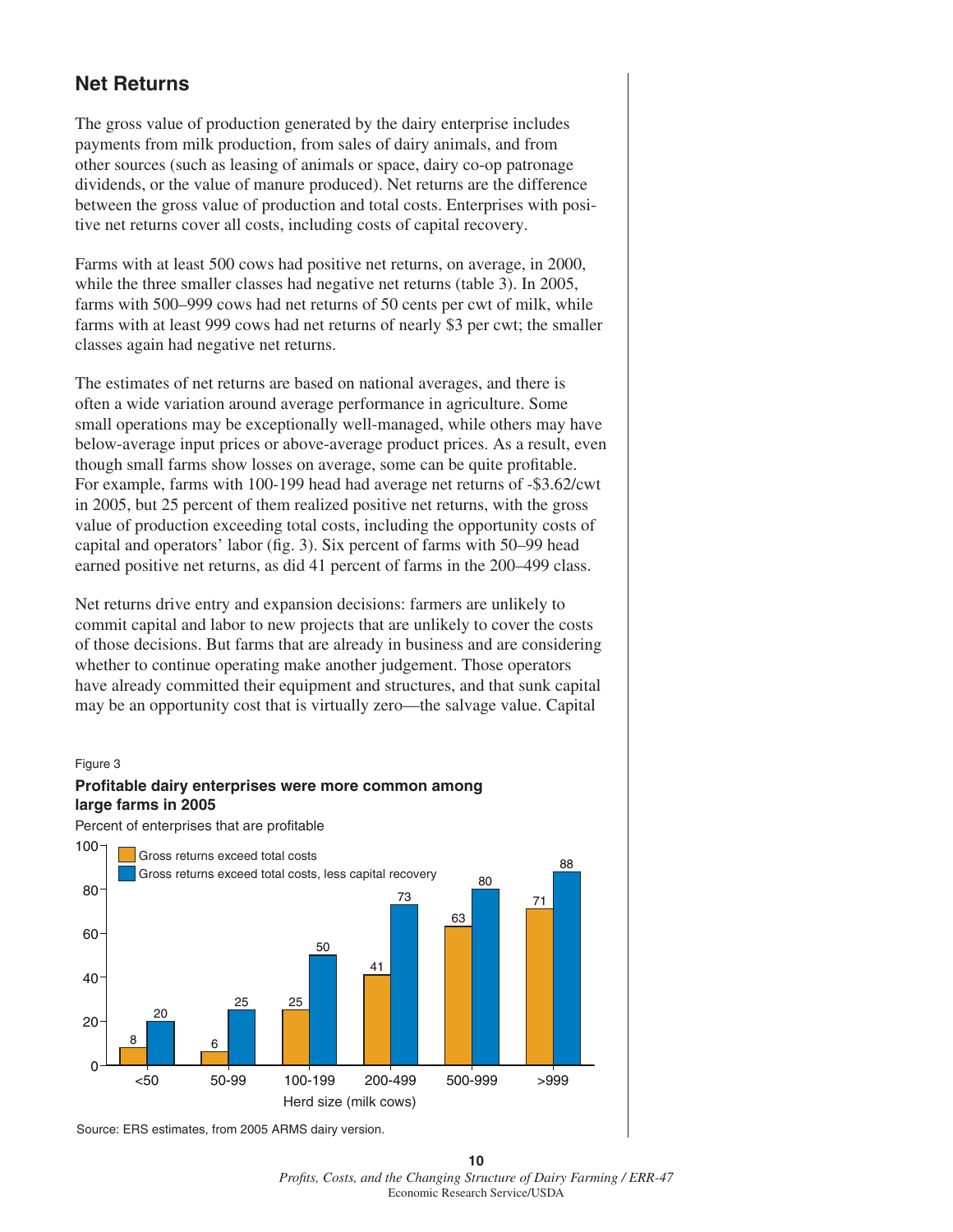## Net Returns

The gross value of production generated by the dairy enterprise includes payments from milk production, from sales of dairy animals, and from other sources (such as leasing of animals or space, dairy co-op patronage dividends, or the value of manure produced). Net returns are the difference between the gross value of production and total costs. Enterprises with positive net returns cover all costs, including costs of capital recovery.

Farms with at least 500 cows had positive net returns, on average, in 2000, while the three smaller classes had negative net returns (table 3). In 2005, farms with 500–999 cows had net returns of 50 cents per cwt of milk, while farms with at least 999 cows had net returns of nearly $3 per cwt; the smaller classes again had negative net returns.

The estimates of net returns are based on national averages, and there is often a wide variation around average performance in agriculture. Some small operations may be exceptionally well-managed, while others may have below-average input prices or above-average product prices. As a result, even though small farms show losses on average, some can be quite profitable. For example, farms with 100-199 head had average net returns of -$3.62/cwt in 2005, but 25 percent of them realized positive net returns, with the gross value of production exceeding total costs, including the opportunity costs of capital and operators' labor (fig. 3). Six percent of farms with 50–99 head earned positive net returns, as did 41 percent of farms in the 200–499 class.

Net returns drive entry and expansion decisions: farmers are unlikely to commit capital and labor to new projects that are unlikely to cover the costs of those decisions. But farms that are already in business and are considering whether to continue operating make another judgement. Those operators have already committed their equipment and structures, and that sunk capital may be an opportunity cost that is virtually zero—the salvage value. Capital

Figure 3

**Profitable dairy enterprises were more common among large farms in 2005**

Percent of enterprises that are profitable

| Herd size (milk cows) | Gross returns exceed total costs | Gross returns exceed total costs, less capital recovery |
|---|---|---|
| <50 | 8 | 20 |
| 50-99 | 6 | 25 |
| 100-199 | 25 | 50 |
| 200-499 | 41 | 73 |
| 500-999 | 63 | 80 |
| >999 | 71 | 88 |

Source: ERS estimates, from 2005 ARMS dairy version.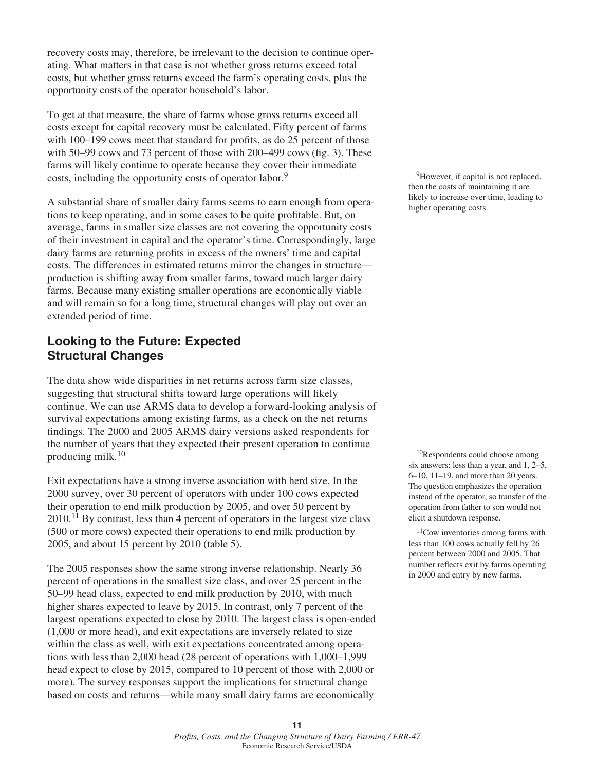recovery costs may, therefore, be irrelevant to the decision to continue operating. What matters in that case is not whether gross returns exceed total costs, but whether gross returns exceed the farm's operating costs, plus the opportunity costs of the operator household's labor.

To get at that measure, the share of farms whose gross returns exceed all costs except for capital recovery must be calculated. Fifty percent of farms with 100–199 cows meet that standard for profits, as do 25 percent of those with 50–99 cows and 73 percent of those with 200–499 cows (fig. 3). These farms will likely continue to operate because they cover their immediate costs, including the opportunity costs of operator labor.[9]

A substantial share of smaller dairy farms seems to earn enough from operations to keep operating, and in some cases to be quite profitable. But, on average, farms in smaller size classes are not covering the opportunity costs of their investment in capital and the operator's time. Correspondingly, large dairy farms are returning profits in excess of the owners' time and capital costs. The differences in estimated returns mirror the changes in structure—production is shifting away from smaller farms, toward much larger dairy farms. Because many existing smaller operations are economically viable and will remain so for a long time, structural changes will play out over an extended period of time.

## Looking to the Future: Expected Structural Changes

The data show wide disparities in net returns across farm size classes, suggesting that structural shifts toward large operations will likely continue. We can use ARMS data to develop a forward-looking analysis of survival expectations among existing farms, as a check on the net returns findings. The 2000 and 2005 ARMS dairy versions asked respondents for the number of years that they expected their present operation to continue producing milk.[10]

Exit expectations have a strong inverse association with herd size. In the 2000 survey, over 30 percent of operators with under 100 cows expected their operation to end milk production by 2005, and over 50 percent by 2010.[11] By contrast, less than 4 percent of operators in the largest size class (500 or more cows) expected their operations to end milk production by 2005, and about 15 percent by 2010 (table 5).

The 2005 responses show the same strong inverse relationship. Nearly 36 percent of operations in the smallest size class, and over 25 percent in the 50–99 head class, expected to end milk production by 2010, with much higher shares expected to leave by 2015. In contrast, only 7 percent of the largest operations expected to close by 2010. The largest class is open-ended (1,000 or more head), and exit expectations are inversely related to size within the class as well, with exit expectations concentrated among operations with less than 2,000 head (28 percent of operations with 1,000–1,999 head expect to close by 2015, compared to 10 percent of those with 2,000 or more). The survey responses support the implications for structural change based on costs and returns—while many small dairy farms are economically

[9]However, if capital is not replaced, then the costs of maintaining it are likely to increase over time, leading to higher operating costs.

[10]Respondents could choose among six answers: less than a year, and 1, 2–5, 6–10, 11–19, and more than 20 years. The question emphasizes the operation instead of the operator, so transfer of the operation from father to son would not elicit a shutdown response.

[11]Cow inventories among farms with less than 100 cows actually fell by 26 percent between 2000 and 2005. That number reflects exit by farms operating in 2000 and entry by new farms.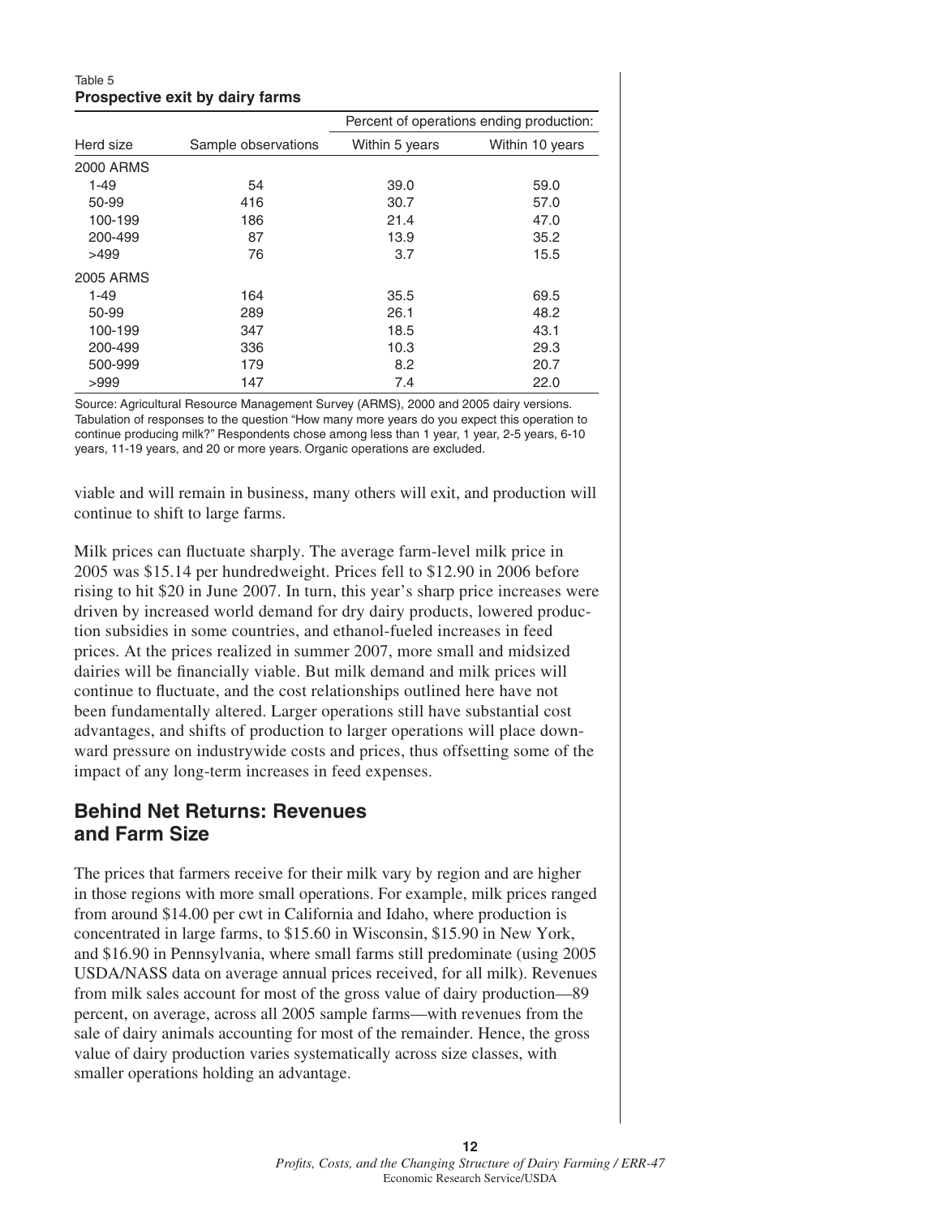Table 5

**Prospective exit by dairy farms**

| Herd size | Sample observations | Percent of operations ending production: | |
|---|---|---|---|
| | | Within 5 years | Within 10 years |
| 2000 ARMS | | | |
| 1-49 | 54 | 39.0 | 59.0 |
| 50-99 | 416 | 30.7 | 57.0 |
| 100-199 | 186 | 21.4 | 47.0 |
| 200-499 | 87 | 13.9 | 35.2 |
| >499 | 76 | 3.7 | 15.5 |
| 2005 ARMS | | | |
| 1-49 | 164 | 35.5 | 69.5 |
| 50-99 | 289 | 26.1 | 48.2 |
| 100-199 | 347 | 18.5 | 43.1 |
| 200-499 | 336 | 10.3 | 29.3 |
| 500-999 | 179 | 8.2 | 20.7 |
| >999 | 147 | 7.4 | 22.0 |

Source: Agricultural Resource Management Survey (ARMS), 2000 and 2005 dairy versions. Tabulation of responses to the question "How many more years do you expect this operation to continue producing milk?" Respondents chose among less than 1 year, 1 year, 2-5 years, 6-10 years, 11-19 years, and 20 or more years. Organic operations are excluded.

viable and will remain in business, many others will exit, and production will continue to shift to large farms.

Milk prices can fluctuate sharply. The average farm-level milk price in 2005 was $15.14 per hundredweight. Prices fell to $12.90 in 2006 before rising to hit $20 in June 2007. In turn, this year's sharp price increases were driven by increased world demand for dry dairy products, lowered production subsidies in some countries, and ethanol-fueled increases in feed prices. At the prices realized in summer 2007, more small and midsized dairies will be financially viable. But milk demand and milk prices will continue to fluctuate, and the cost relationships outlined here have not been fundamentally altered. Larger operations still have substantial cost advantages, and shifts of production to larger operations will place downward pressure on industrywide costs and prices, thus offsetting some of the impact of any long-term increases in feed expenses.

## Behind Net Returns: Revenues and Farm Size

The prices that farmers receive for their milk vary by region and are higher in those regions with more small operations. For example, milk prices ranged from around $14.00 per cwt in California and Idaho, where production is concentrated in large farms, to $15.60 in Wisconsin, $15.90 in New York, and $16.90 in Pennsylvania, where small farms still predominate (using 2005 USDA/NASS data on average annual prices received, for all milk). Revenues from milk sales account for most of the gross value of dairy production—89 percent, on average, across all 2005 sample farms—with revenues from the sale of dairy animals accounting for most of the remainder. Hence, the gross value of dairy production varies systematically across size classes, with smaller operations holding an advantage.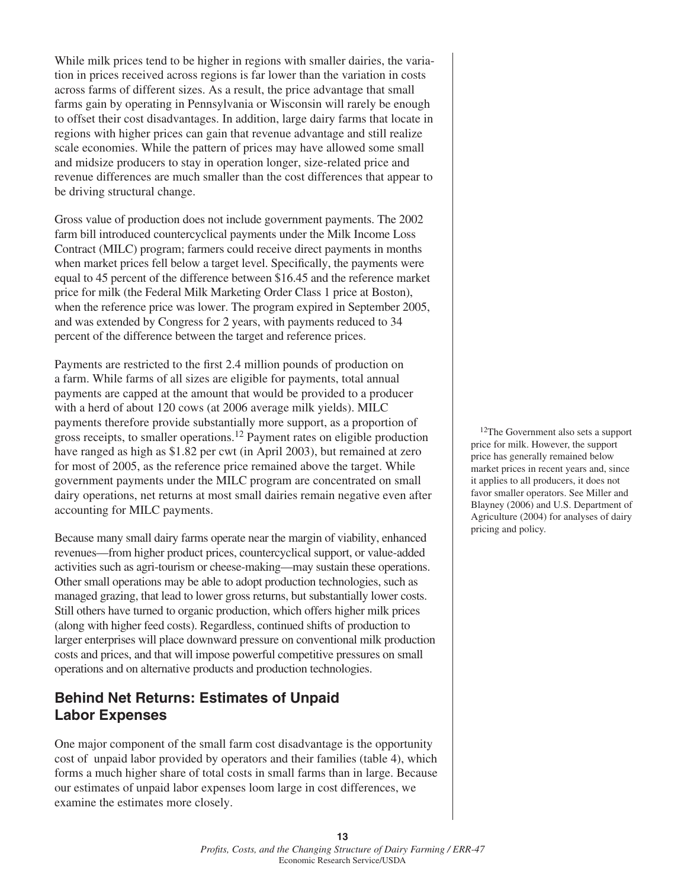While milk prices tend to be higher in regions with smaller dairies, the variation in prices received across regions is far lower than the variation in costs across farms of different sizes. As a result, the price advantage that small farms gain by operating in Pennsylvania or Wisconsin will rarely be enough to offset their cost disadvantages. In addition, large dairy farms that locate in regions with higher prices can gain that revenue advantage and still realize scale economies. While the pattern of prices may have allowed some small and midsize producers to stay in operation longer, size-related price and revenue differences are much smaller than the cost differences that appear to be driving structural change.

Gross value of production does not include government payments. The 2002 farm bill introduced countercyclical payments under the Milk Income Loss Contract (MILC) program; farmers could receive direct payments in months when market prices fell below a target level. Specifically, the payments were equal to 45 percent of the difference between $16.45 and the reference market price for milk (the Federal Milk Marketing Order Class 1 price at Boston), when the reference price was lower. The program expired in September 2005, and was extended by Congress for 2 years, with payments reduced to 34 percent of the difference between the target and reference prices.

Payments are restricted to the first 2.4 million pounds of production on a farm. While farms of all sizes are eligible for payments, total annual payments are capped at the amount that would be provided to a producer with a herd of about 120 cows (at 2006 average milk yields). MILC payments therefore provide substantially more support, as a proportion of gross receipts, to smaller operations.[12] Payment rates on eligible production have ranged as high as $1.82 per cwt (in April 2003), but remained at zero for most of 2005, as the reference price remained above the target. While government payments under the MILC program are concentrated on small dairy operations, net returns at most small dairies remain negative even after accounting for MILC payments.

[12]The Government also sets a support price for milk. However, the support price has generally remained below market prices in recent years and, since it applies to all producers, it does not favor smaller operators. See Miller and Blayney (2006) and U.S. Department of Agriculture (2004) for analyses of dairy pricing and policy.

Because many small dairy farms operate near the margin of viability, enhanced revenues—from higher product prices, countercyclical support, or value-added activities such as agri-tourism or cheese-making—may sustain these operations. Other small operations may be able to adopt production technologies, such as managed grazing, that lead to lower gross returns, but substantially lower costs. Still others have turned to organic production, which offers higher milk prices (along with higher feed costs). Regardless, continued shifts of production to larger enterprises will place downward pressure on conventional milk production costs and prices, and that will impose powerful competitive pressures on small operations and on alternative products and production technologies.

## Behind Net Returns: Estimates of Unpaid Labor Expenses

One major component of the small farm cost disadvantage is the opportunity cost of unpaid labor provided by operators and their families (table 4), which forms a much higher share of total costs in small farms than in large. Because our estimates of unpaid labor expenses loom large in cost differences, we examine the estimates more closely.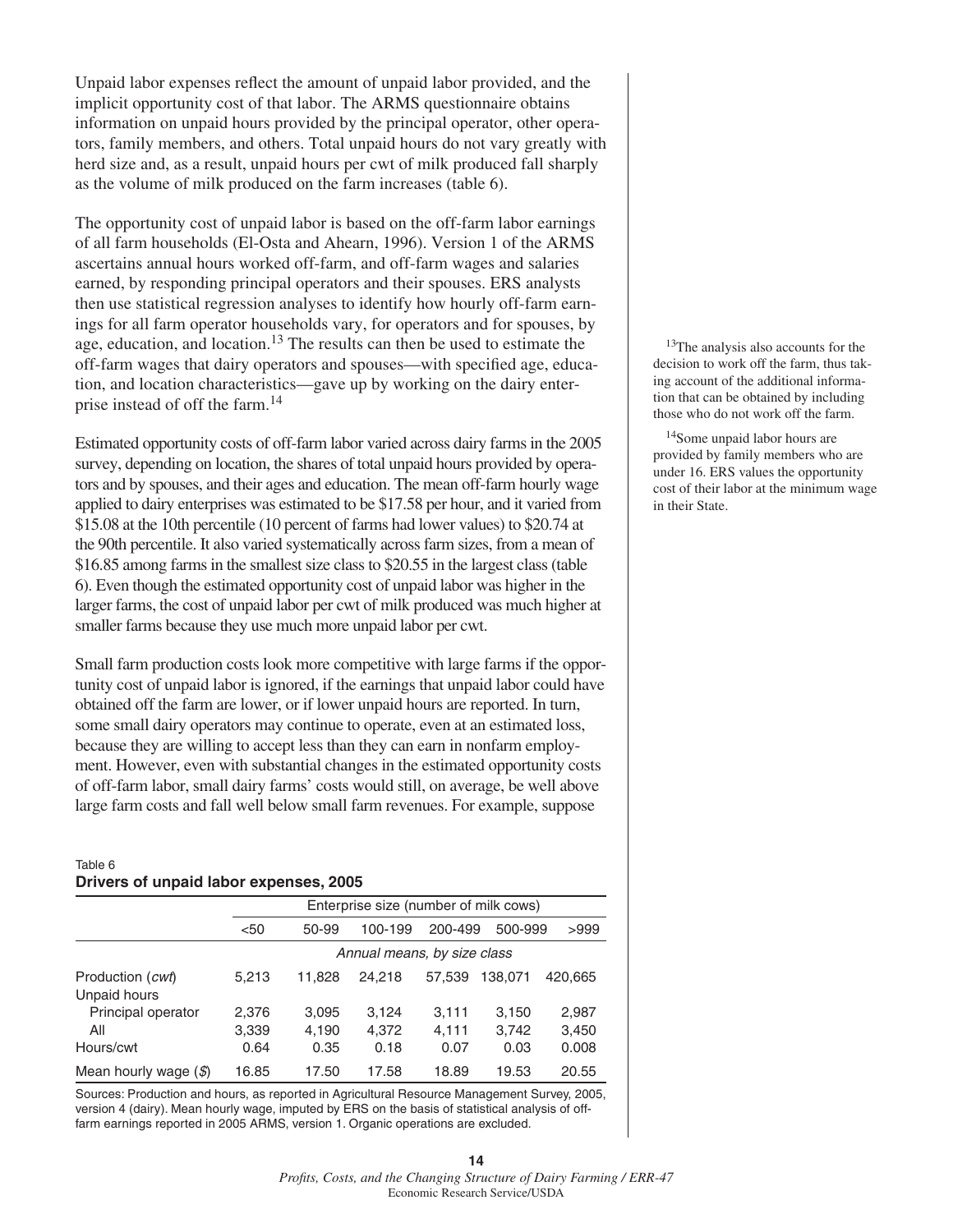Unpaid labor expenses reflect the amount of unpaid labor provided, and the implicit opportunity cost of that labor. The ARMS questionnaire obtains information on unpaid hours provided by the principal operator, other operators, family members, and others. Total unpaid hours do not vary greatly with herd size and, as a result, unpaid hours per cwt of milk produced fall sharply as the volume of milk produced on the farm increases (table 6).

The opportunity cost of unpaid labor is based on the off-farm labor earnings of all farm households (El-Osta and Ahearn, 1996). Version 1 of the ARMS ascertains annual hours worked off-farm, and off-farm wages and salaries earned, by responding principal operators and their spouses. ERS analysts then use statistical regression analyses to identify how hourly off-farm earnings for all farm operator households vary, for operators and for spouses, by age, education, and location.[13] The results can then be used to estimate the off-farm wages that dairy operators and spouses—with specified age, education, and location characteristics—gave up by working on the dairy enterprise instead of off the farm.[14]

Estimated opportunity costs of off-farm labor varied across dairy farms in the 2005 survey, depending on location, the shares of total unpaid hours provided by operators and by spouses, and their ages and education. The mean off-farm hourly wage applied to dairy enterprises was estimated to be $17.58 per hour, and it varied from $15.08 at the 10th percentile (10 percent of farms had lower values) to $20.74 at the 90th percentile. It also varied systematically across farm sizes, from a mean of $16.85 among farms in the smallest size class to $20.55 in the largest class (table 6). Even though the estimated opportunity cost of unpaid labor was higher in the larger farms, the cost of unpaid labor per cwt of milk produced was much higher at smaller farms because they use much more unpaid labor per cwt.

Small farm production costs look more competitive with large farms if the opportunity cost of unpaid labor is ignored, if the earnings that unpaid labor could have obtained off the farm are lower, or if lower unpaid hours are reported. In turn, some small dairy operators may continue to operate, even at an estimated loss, because they are willing to accept less than they can earn in nonfarm employment. However, even with substantial changes in the estimated opportunity costs of off-farm labor, small dairy farms' costs would still, on average, be well above large farm costs and fall well below small farm revenues. For example, suppose

[13]The analysis also accounts for the decision to work off the farm, thus taking account of the additional information that can be obtained by including those who do not work off the farm.

[14]Some unpaid labor hours are provided by family members who are under 16. ERS values the opportunity cost of their labor at the minimum wage in their State.

Table 6
**Drivers of unpaid labor expenses, 2005**

| | Enterprise size (number of milk cows) | | | | | |
|---|---|---|---|---|---|---|
| | <50 | 50-99 | 100-199 | 200-499 | 500-999 | >999 |
| | *Annual means, by size class* | | | | | |
| Production (*cwt*) | 5,213 | 11,828 | 24,218 | 57,539 | 138,071 | 420,665 |
| Unpaid hours | | | | | | |
| Principal operator | 2,376 | 3,095 | 3,124 | 3,111 | 3,150 | 2,987 |
| All | 3,339 | 4,190 | 4,372 | 4,111 | 3,742 | 3,450 |
| Hours/cwt | 0.64 | 0.35 | 0.18 | 0.07 | 0.03 | 0.008 |
| Mean hourly wage (*$*) | 16.85 | 17.50 | 17.58 | 18.89 | 19.53 | 20.55 |

Sources: Production and hours, as reported in Agricultural Resource Management Survey, 2005, version 4 (dairy). Mean hourly wage, imputed by ERS on the basis of statistical analysis of off-farm earnings reported in 2005 ARMS, version 1. Organic operations are excluded.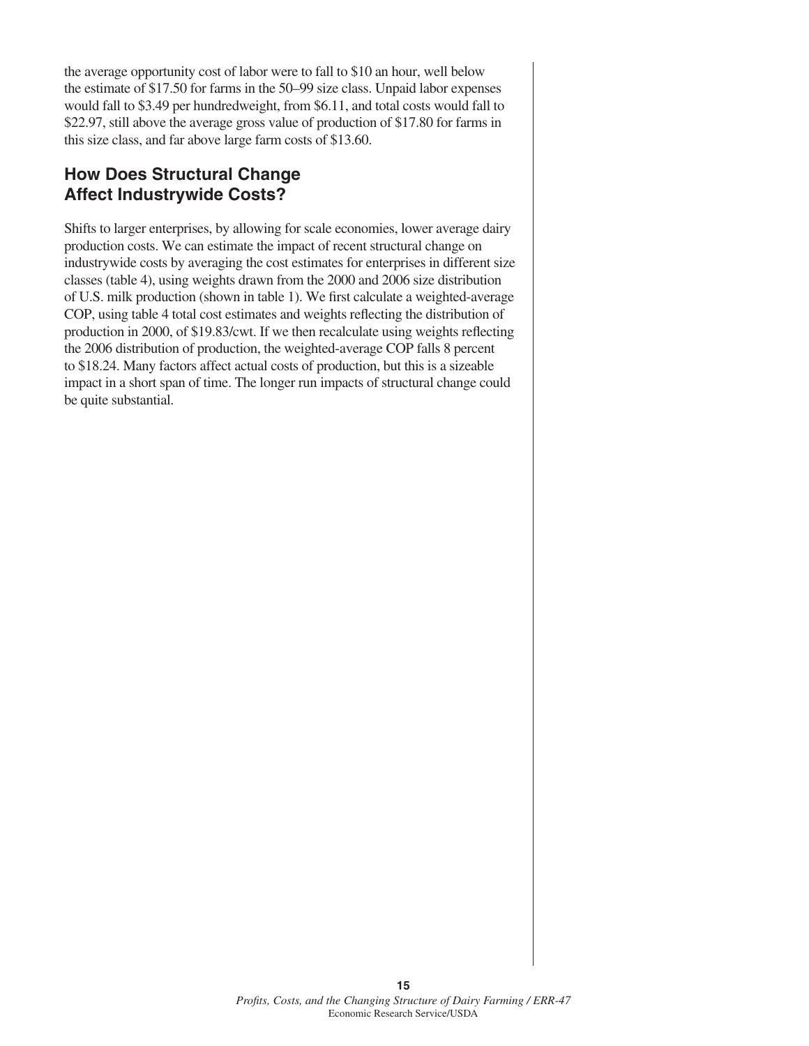the average opportunity cost of labor were to fall to $10 an hour, well below the estimate of $17.50 for farms in the 50–99 size class. Unpaid labor expenses would fall to $3.49 per hundredweight, from $6.11, and total costs would fall to $22.97, still above the average gross value of production of $17.80 for farms in this size class, and far above large farm costs of $13.60.

## How Does Structural Change Affect Industrywide Costs?

Shifts to larger enterprises, by allowing for scale economies, lower average dairy production costs. We can estimate the impact of recent structural change on industrywide costs by averaging the cost estimates for enterprises in different size classes (table 4), using weights drawn from the 2000 and 2006 size distribution of U.S. milk production (shown in table 1). We first calculate a weighted-average COP, using table 4 total cost estimates and weights reflecting the distribution of production in 2000, of $19.83/cwt. If we then recalculate using weights reflecting the 2006 distribution of production, the weighted-average COP falls 8 percent to $18.24. Many factors affect actual costs of production, but this is a sizeable impact in a short span of time. The longer run impacts of structural change could be quite substantial.